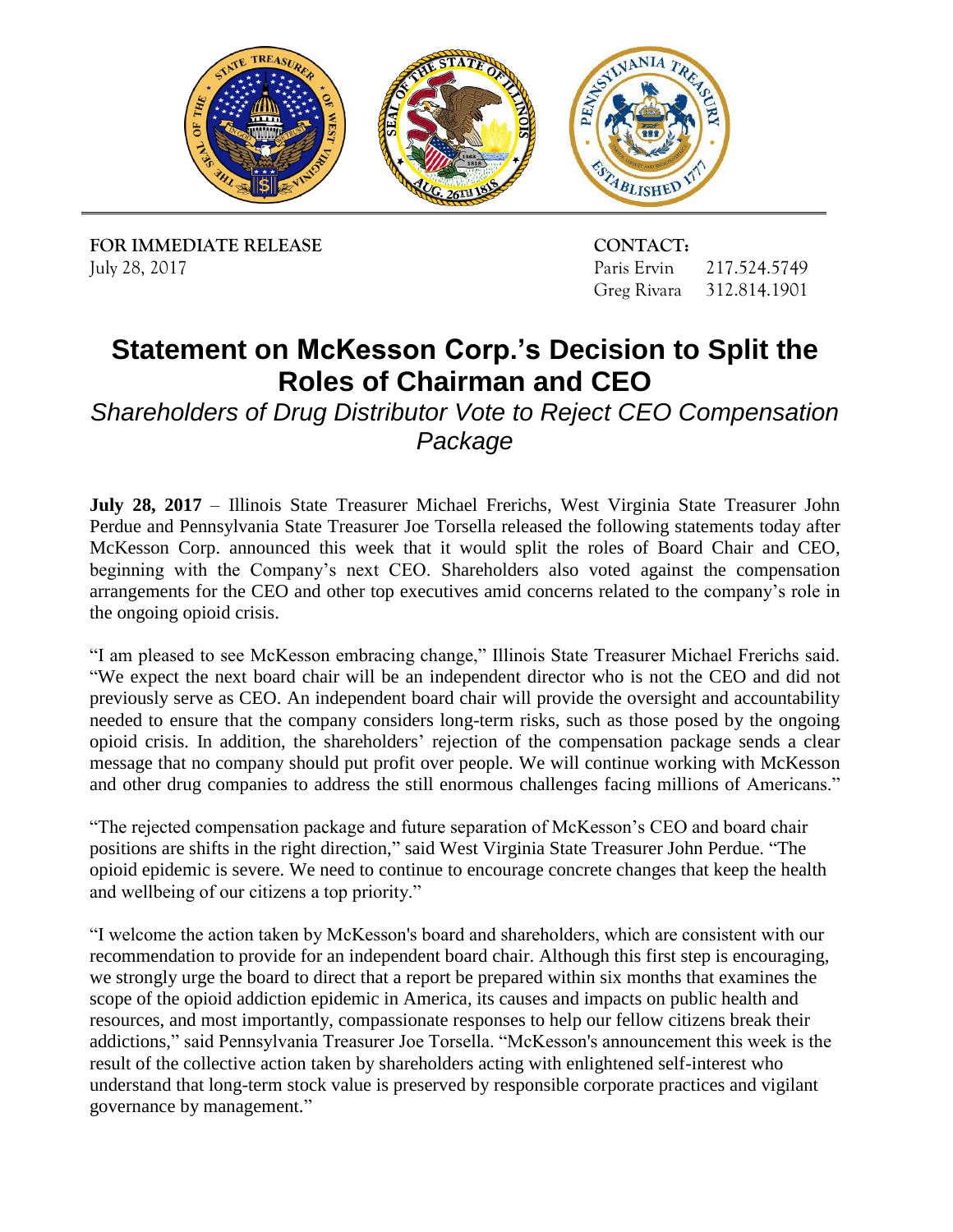**FOR IMMEDIATE RELEASE**
July 28, 2017

**CONTACT:**
Paris Ervin 217.524.5749
Greg Rivara 312.814.1901

# Statement on McKesson Corp.'s Decision to Split the Roles of Chairman and CEO

*Shareholders of Drug Distributor Vote to Reject CEO Compensation Package*

**July 28, 2017** – Illinois State Treasurer Michael Frerichs, West Virginia State Treasurer John Perdue and Pennsylvania State Treasurer Joe Torsella released the following statements today after McKesson Corp. announced this week that it would split the roles of Board Chair and CEO, beginning with the Company's next CEO. Shareholders also voted against the compensation arrangements for the CEO and other top executives amid concerns related to the company's role in the ongoing opioid crisis.

"I am pleased to see McKesson embracing change," Illinois State Treasurer Michael Frerichs said. "We expect the next board chair will be an independent director who is not the CEO and did not previously serve as CEO. An independent board chair will provide the oversight and accountability needed to ensure that the company considers long-term risks, such as those posed by the ongoing opioid crisis. In addition, the shareholders' rejection of the compensation package sends a clear message that no company should put profit over people. We will continue working with McKesson and other drug companies to address the still enormous challenges facing millions of Americans."

"The rejected compensation package and future separation of McKesson's CEO and board chair positions are shifts in the right direction," said West Virginia State Treasurer John Perdue. "The opioid epidemic is severe. We need to continue to encourage concrete changes that keep the health and wellbeing of our citizens a top priority."

"I welcome the action taken by McKesson's board and shareholders, which are consistent with our recommendation to provide for an independent board chair. Although this first step is encouraging, we strongly urge the board to direct that a report be prepared within six months that examines the scope of the opioid addiction epidemic in America, its causes and impacts on public health and resources, and most importantly, compassionate responses to help our fellow citizens break their addictions," said Pennsylvania Treasurer Joe Torsella. "McKesson's announcement this week is the result of the collective action taken by shareholders acting with enlightened self-interest who understand that long-term stock value is preserved by responsible corporate practices and vigilant governance by management."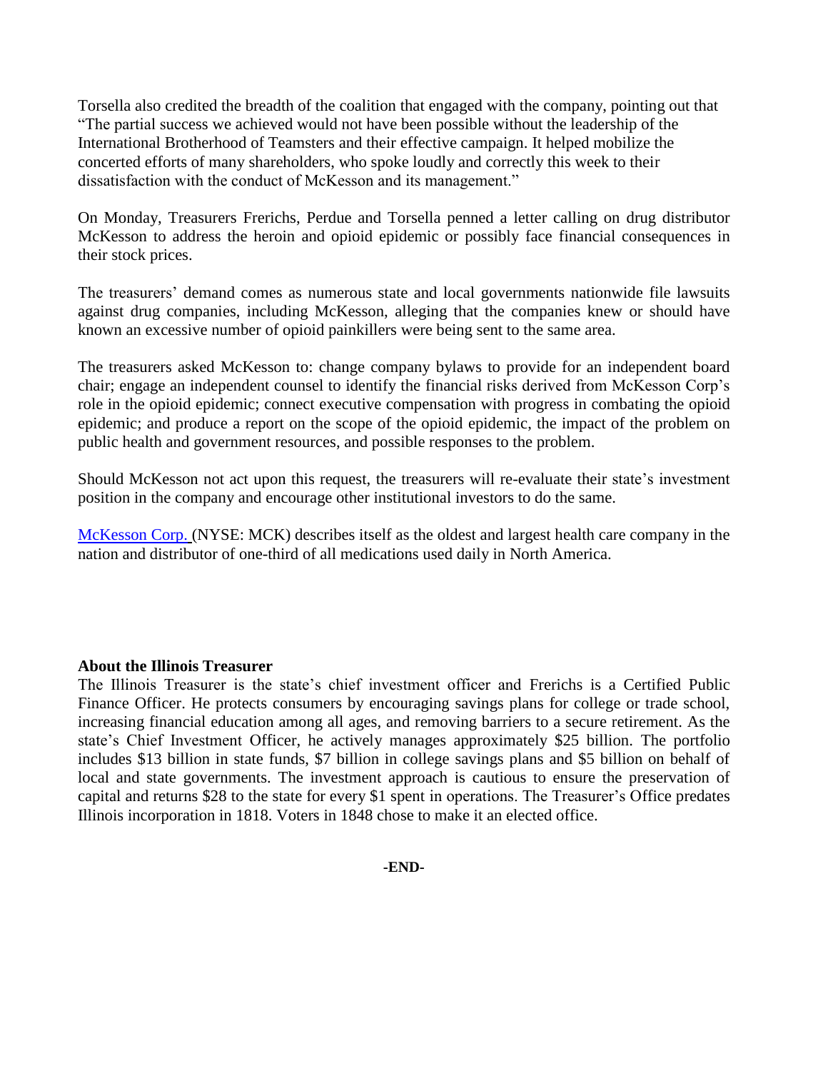Torsella also credited the breadth of the coalition that engaged with the company, pointing out that "The partial success we achieved would not have been possible without the leadership of the International Brotherhood of Teamsters and their effective campaign. It helped mobilize the concerted efforts of many shareholders, who spoke loudly and correctly this week to their dissatisfaction with the conduct of McKesson and its management."

On Monday, Treasurers Frerichs, Perdue and Torsella penned a letter calling on drug distributor McKesson to address the heroin and opioid epidemic or possibly face financial consequences in their stock prices.

The treasurers' demand comes as numerous state and local governments nationwide file lawsuits against drug companies, including McKesson, alleging that the companies knew or should have known an excessive number of opioid painkillers were being sent to the same area.

The treasurers asked McKesson to: change company bylaws to provide for an independent board chair; engage an independent counsel to identify the financial risks derived from McKesson Corp's role in the opioid epidemic; connect executive compensation with progress in combating the opioid epidemic; and produce a report on the scope of the opioid epidemic, the impact of the problem on public health and government resources, and possible responses to the problem.

Should McKesson not act upon this request, the treasurers will re-evaluate their state's investment position in the company and encourage other institutional investors to do the same.

McKesson Corp. (NYSE: MCK) describes itself as the oldest and largest health care company in the nation and distributor of one-third of all medications used daily in North America.

**About the Illinois Treasurer**

The Illinois Treasurer is the state's chief investment officer and Frerichs is a Certified Public Finance Officer. He protects consumers by encouraging savings plans for college or trade school, increasing financial education among all ages, and removing barriers to a secure retirement. As the state's Chief Investment Officer, he actively manages approximately $25 billion. The portfolio includes $13 billion in state funds, $7 billion in college savings plans and $5 billion on behalf of local and state governments. The investment approach is cautious to ensure the preservation of capital and returns $28 to the state for every $1 spent in operations. The Treasurer's Office predates Illinois incorporation in 1818. Voters in 1848 chose to make it an elected office.

**-END-**